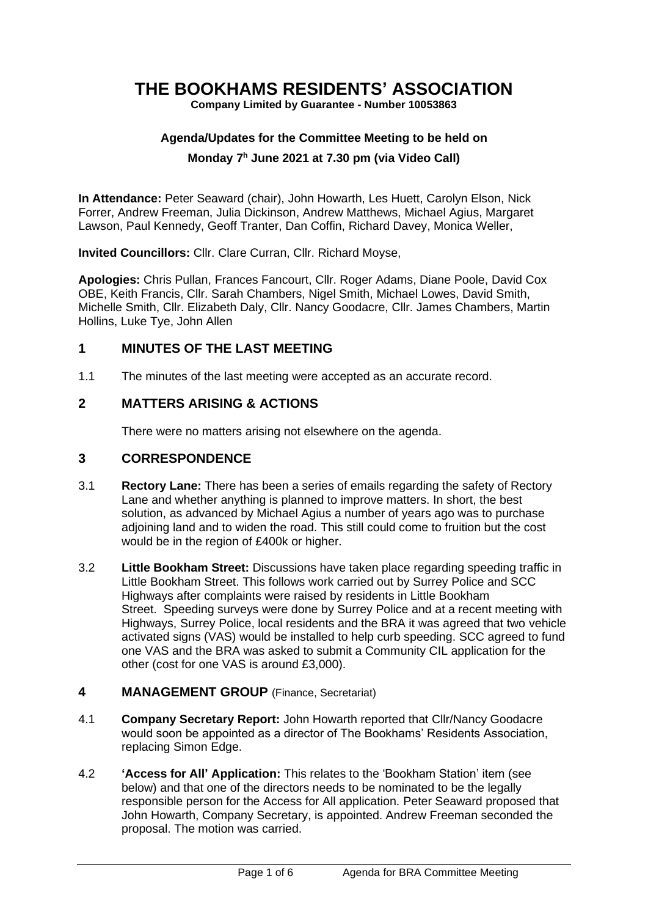# THE BOOKHAMS RESIDENTS' ASSOCIATION

**Company Limited by Guarantee - Number 10053863**

**Agenda/Updates for the Committee Meeting to be held on**

**Monday 7[h] June 2021 at 7.30 pm (via Video Call)**

**In Attendance:** Peter Seaward (chair), John Howarth, Les Huett, Carolyn Elson, Nick Forrer, Andrew Freeman, Julia Dickinson, Andrew Matthews, Michael Agius, Margaret Lawson, Paul Kennedy, Geoff Tranter, Dan Coffin, Richard Davey, Monica Weller,

**Invited Councillors:** Cllr. Clare Curran, Cllr. Richard Moyse,

**Apologies:** Chris Pullan, Frances Fancourt, Cllr. Roger Adams, Diane Poole, David Cox OBE, Keith Francis, Cllr. Sarah Chambers, Nigel Smith, Michael Lowes, David Smith, Michelle Smith, Cllr. Elizabeth Daly, Cllr. Nancy Goodacre, Cllr. James Chambers, Martin Hollins, Luke Tye, John Allen

## 1 MINUTES OF THE LAST MEETING

1.1 The minutes of the last meeting were accepted as an accurate record.

## 2 MATTERS ARISING & ACTIONS

There were no matters arising not elsewhere on the agenda.

## 3 CORRESPONDENCE

3.1 **Rectory Lane:** There has been a series of emails regarding the safety of Rectory Lane and whether anything is planned to improve matters. In short, the best solution, as advanced by Michael Agius a number of years ago was to purchase adjoining land and to widen the road. This still could come to fruition but the cost would be in the region of £400k or higher.

3.2 **Little Bookham Street:** Discussions have taken place regarding speeding traffic in Little Bookham Street. This follows work carried out by Surrey Police and SCC Highways after complaints were raised by residents in Little Bookham Street. Speeding surveys were done by Surrey Police and at a recent meeting with Highways, Surrey Police, local residents and the BRA it was agreed that two vehicle activated signs (VAS) would be installed to help curb speeding. SCC agreed to fund one VAS and the BRA was asked to submit a Community CIL application for the other (cost for one VAS is around £3,000).

## 4 MANAGEMENT GROUP (Finance, Secretariat)

4.1 **Company Secretary Report:** John Howarth reported that Cllr/Nancy Goodacre would soon be appointed as a director of The Bookhams' Residents Association, replacing Simon Edge.

4.2 **'Access for All' Application:** This relates to the 'Bookham Station' item (see below) and that one of the directors needs to be nominated to be the legally responsible person for the Access for All application. Peter Seaward proposed that John Howarth, Company Secretary, is appointed. Andrew Freeman seconded the proposal. The motion was carried.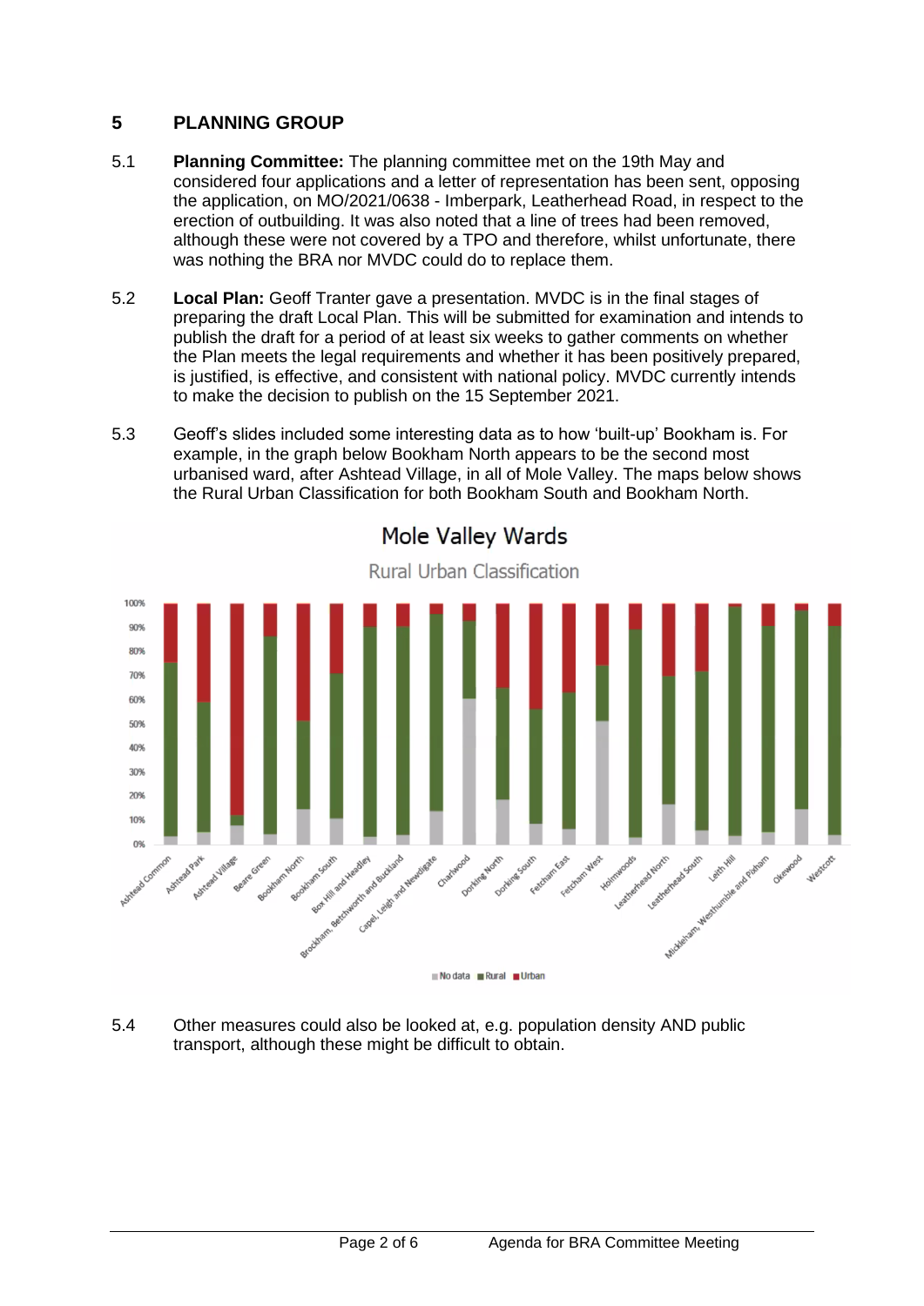## 5 PLANNING GROUP

5.1 **Planning Committee:** The planning committee met on the 19th May and considered four applications and a letter of representation has been sent, opposing the application, on MO/2021/0638 - Imberpark, Leatherhead Road, in respect to the erection of outbuilding. It was also noted that a line of trees had been removed, although these were not covered by a TPO and therefore, whilst unfortunate, there was nothing the BRA nor MVDC could do to replace them.

5.2 **Local Plan:** Geoff Tranter gave a presentation. MVDC is in the final stages of preparing the draft Local Plan. This will be submitted for examination and intends to publish the draft for a period of at least six weeks to gather comments on whether the Plan meets the legal requirements and whether it has been positively prepared, is justified, is effective, and consistent with national policy. MVDC currently intends to make the decision to publish on the 15 September 2021.

5.3 Geoff's slides included some interesting data as to how 'built-up' Bookham is. For example, in the graph below Bookham North appears to be the second most urbanised ward, after Ashtead Village, in all of Mole Valley. The maps below shows the Rural Urban Classification for both Bookham South and Bookham North.

**Mole Valley Wards**

Rural Urban Classification

5.4 Other measures could also be looked at, e.g. population density AND public transport, although these might be difficult to obtain.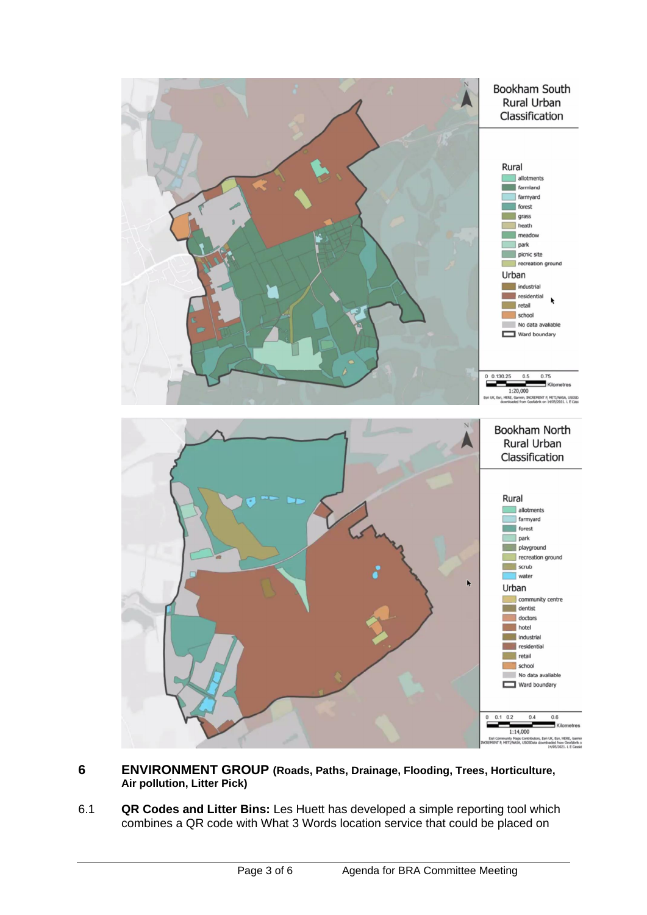## 6 ENVIRONMENT GROUP (Roads, Paths, Drainage, Flooding, Trees, Horticulture, Air pollution, Litter Pick)

6.1 **QR Codes and Litter Bins:** Les Huett has developed a simple reporting tool which combines a QR code with What 3 Words location service that could be placed on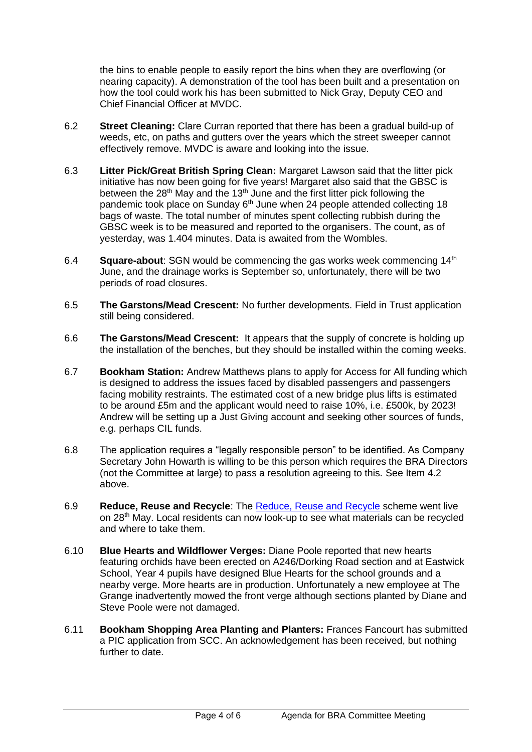the bins to enable people to easily report the bins when they are overflowing (or nearing capacity). A demonstration of the tool has been built and a presentation on how the tool could work his has been submitted to Nick Gray, Deputy CEO and Chief Financial Officer at MVDC.

6.2 **Street Cleaning:** Clare Curran reported that there has been a gradual build-up of weeds, etc, on paths and gutters over the years which the street sweeper cannot effectively remove. MVDC is aware and looking into the issue.

6.3 **Litter Pick/Great British Spring Clean:** Margaret Lawson said that the litter pick initiative has now been going for five years! Margaret also said that the GBSC is between the 28th May and the 13th June and the first litter pick following the pandemic took place on Sunday 6th June when 24 people attended collecting 18 bags of waste. The total number of minutes spent collecting rubbish during the GBSC week is to be measured and reported to the organisers. The count, as of yesterday, was 1.404 minutes. Data is awaited from the Wombles.

6.4 **Square-about**: SGN would be commencing the gas works week commencing 14th June, and the drainage works is September so, unfortunately, there will be two periods of road closures.

6.5 **The Garstons/Mead Crescent:** No further developments. Field in Trust application still being considered.

6.6 **The Garstons/Mead Crescent:** It appears that the supply of concrete is holding up the installation of the benches, but they should be installed within the coming weeks.

6.7 **Bookham Station:** Andrew Matthews plans to apply for Access for All funding which is designed to address the issues faced by disabled passengers and passengers facing mobility restraints. The estimated cost of a new bridge plus lifts is estimated to be around £5m and the applicant would need to raise 10%, i.e. £500k, by 2023! Andrew will be setting up a Just Giving account and seeking other sources of funds, e.g. perhaps CIL funds.

6.8 The application requires a "legally responsible person" to be identified. As Company Secretary John Howarth is willing to be this person which requires the BRA Directors (not the Committee at large) to pass a resolution agreeing to this. See Item 4.2 above.

6.9 **Reduce, Reuse and Recycle**: The Reduce, Reuse and Recycle scheme went live on 28th May. Local residents can now look-up to see what materials can be recycled and where to take them.

6.10 **Blue Hearts and Wildflower Verges:** Diane Poole reported that new hearts featuring orchids have been erected on A246/Dorking Road section and at Eastwick School, Year 4 pupils have designed Blue Hearts for the school grounds and a nearby verge. More hearts are in production. Unfortunately a new employee at The Grange inadvertently mowed the front verge although sections planted by Diane and Steve Poole were not damaged.

6.11 **Bookham Shopping Area Planting and Planters:** Frances Fancourt has submitted a PIC application from SCC. An acknowledgement has been received, but nothing further to date.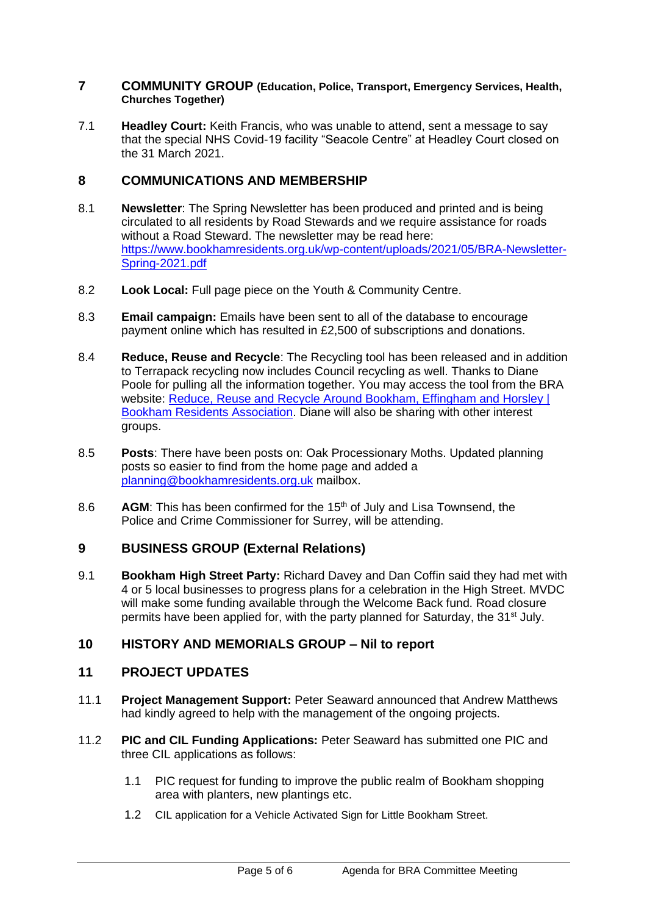## 7 COMMUNITY GROUP (Education, Police, Transport, Emergency Services, Health, Churches Together)

7.1 **Headley Court:** Keith Francis, who was unable to attend, sent a message to say that the special NHS Covid-19 facility "Seacole Centre" at Headley Court closed on the 31 March 2021.

## 8 COMMUNICATIONS AND MEMBERSHIP

8.1 **Newsletter**: The Spring Newsletter has been produced and printed and is being circulated to all residents by Road Stewards and we require assistance for roads without a Road Steward. The newsletter may be read here: [https://www.bookhamresidents.org.uk/wp-content/uploads/2021/05/BRA-Newsletter-Spring-2021.pdf](https://www.bookhamresidents.org.uk/wp-content/uploads/2021/05/BRA-Newsletter-Spring-2021.pdf)

8.2 **Look Local:** Full page piece on the Youth & Community Centre.

8.3 **Email campaign:** Emails have been sent to all of the database to encourage payment online which has resulted in £2,500 of subscriptions and donations.

8.4 **Reduce, Reuse and Recycle**: The Recycling tool has been released and in addition to Terrapack recycling now includes Council recycling as well. Thanks to Diane Poole for pulling all the information together. You may access the tool from the BRA website: Reduce, Reuse and Recycle Around Bookham, Effingham and Horsley | Bookham Residents Association. Diane will also be sharing with other interest groups.

8.5 **Posts**: There have been posts on: Oak Processionary Moths. Updated planning posts so easier to find from the home page and added a planning@bookhamresidents.org.uk mailbox.

8.6 **AGM**: This has been confirmed for the 15th of July and Lisa Townsend, the Police and Crime Commissioner for Surrey, will be attending.

## 9 BUSINESS GROUP (External Relations)

9.1 **Bookham High Street Party:** Richard Davey and Dan Coffin said they had met with 4 or 5 local businesses to progress plans for a celebration in the High Street. MVDC will make some funding available through the Welcome Back fund. Road closure permits have been applied for, with the party planned for Saturday, the 31st July.

## 10 HISTORY AND MEMORIALS GROUP – Nil to report

## 11 PROJECT UPDATES

11.1 **Project Management Support:** Peter Seaward announced that Andrew Matthews had kindly agreed to help with the management of the ongoing projects.

11.2 **PIC and CIL Funding Applications:** Peter Seaward has submitted one PIC and three CIL applications as follows:

1.1 PIC request for funding to improve the public realm of Bookham shopping area with planters, new plantings etc.

1.2 CIL application for a Vehicle Activated Sign for Little Bookham Street.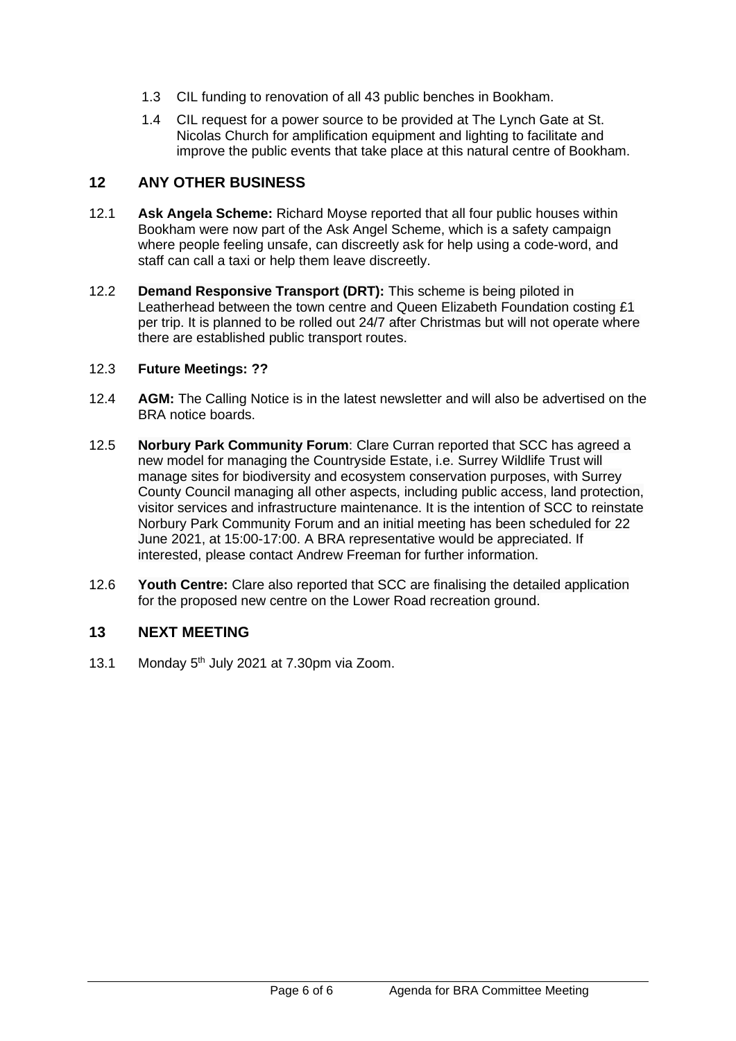1.3 CIL funding to renovation of all 43 public benches in Bookham.

1.4 CIL request for a power source to be provided at The Lynch Gate at St. Nicolas Church for amplification equipment and lighting to facilitate and improve the public events that take place at this natural centre of Bookham.

## 12 ANY OTHER BUSINESS

12.1 **Ask Angela Scheme:** Richard Moyse reported that all four public houses within Bookham were now part of the Ask Angel Scheme, which is a safety campaign where people feeling unsafe, can discreetly ask for help using a code-word, and staff can call a taxi or help them leave discreetly.

12.2 **Demand Responsive Transport (DRT):** This scheme is being piloted in Leatherhead between the town centre and Queen Elizabeth Foundation costing £1 per trip. It is planned to be rolled out 24/7 after Christmas but will not operate where there are established public transport routes.

12.3 **Future Meetings: ??**

12.4 **AGM:** The Calling Notice is in the latest newsletter and will also be advertised on the BRA notice boards.

12.5 **Norbury Park Community Forum**: Clare Curran reported that SCC has agreed a new model for managing the Countryside Estate, i.e. Surrey Wildlife Trust will manage sites for biodiversity and ecosystem conservation purposes, with Surrey County Council managing all other aspects, including public access, land protection, visitor services and infrastructure maintenance. It is the intention of SCC to reinstate Norbury Park Community Forum and an initial meeting has been scheduled for 22 June 2021, at 15:00-17:00. A BRA representative would be appreciated. If interested, please contact Andrew Freeman for further information.

12.6 **Youth Centre:** Clare also reported that SCC are finalising the detailed application for the proposed new centre on the Lower Road recreation ground.

## 13 NEXT MEETING

13.1 Monday 5th July 2021 at 7.30pm via Zoom.